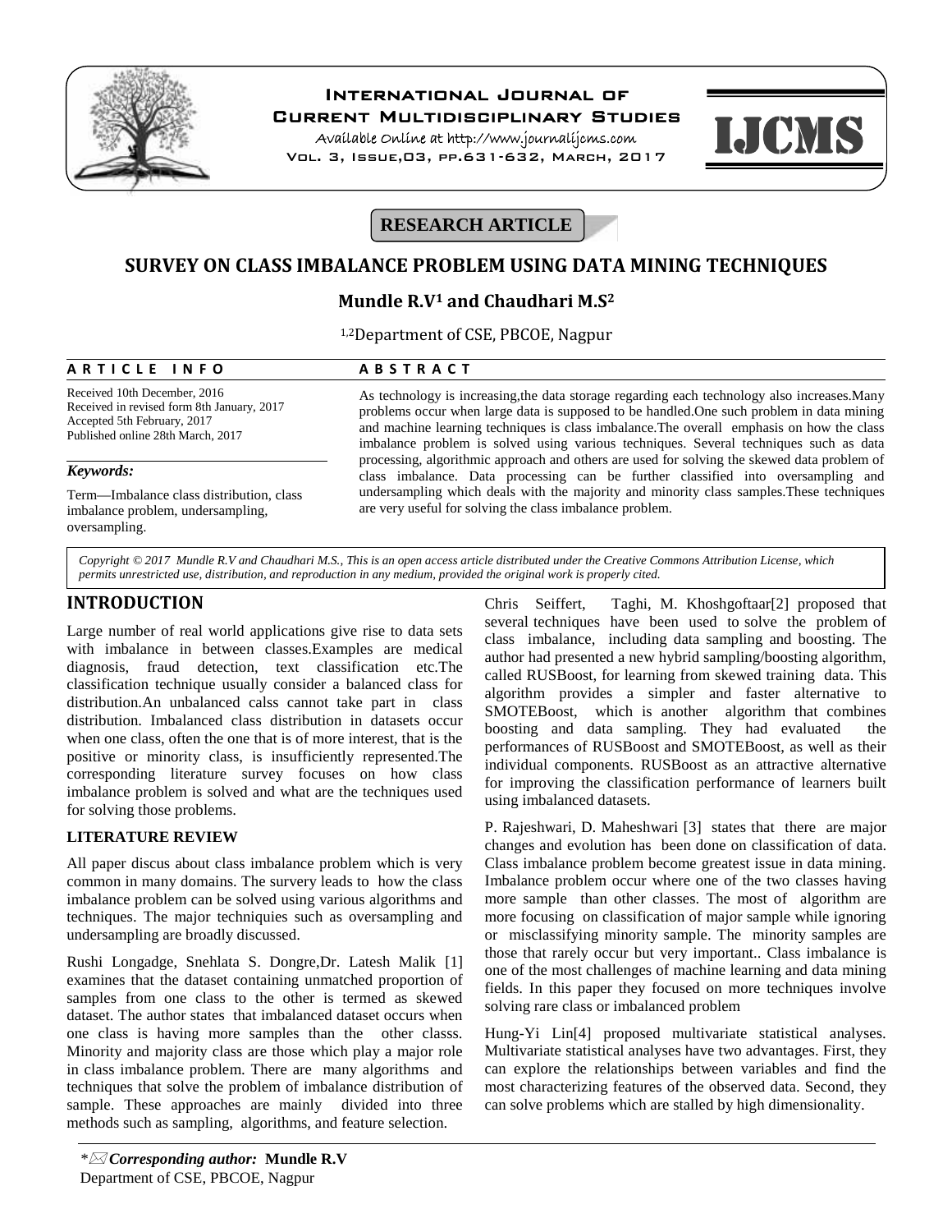RESEARCH ARTICLE

# SURVEY ON CLASS IMBALANCE PROBLEM USING DATA MINING TECHNIQUES

**Mundle R.V[1] and Chaudhari M.S[2]**

[1,2]Department of CSE, PBCOE, Nagpur

**ARTICLE INFO**

Received 10th December, 2016
Received in revised form 8th January, 2017
Accepted 5th February, 2017
Published online 28th March, 2017

***Keywords:***

Term—Imbalance class distribution, class imbalance problem, undersampling, oversampling.

**ABSTRACT**

As technology is increasing,the data storage regarding each technology also increases.Many problems occur when large data is supposed to be handled.One such problem in data mining and machine learning techniques is class imbalance.The overall emphasis on how the class imbalance problem is solved using various techniques. Several techniques such as data processing, algorithmic approach and others are used for solving the skewed data problem of class imbalance. Data processing can be further classified into oversampling and undersampling which deals with the majority and minority class samples.These techniques are very useful for solving the class imbalance problem.

*Copyright © 2017 Mundle R.V and Chaudhari M.S., This is an open access article distributed under the Creative Commons Attribution License, which permits unrestricted use, distribution, and reproduction in any medium, provided the original work is properly cited.*

## INTRODUCTION

Large number of real world applications give rise to data sets with imbalance in between classes.Examples are medical diagnosis, fraud detection, text classification etc.The classification technique usually consider a balanced class for distribution.An unbalanced calss cannot take part in class distribution. Imbalanced class distribution in datasets occur when one class, often the one that is of more interest, that is the positive or minority class, is insufficiently represented.The corresponding literature survey focuses on how class imbalance problem is solved and what are the techniques used for solving those problems.

### LITERATURE REVIEW

All paper discus about class imbalance problem which is very common in many domains. The survery leads to how the class imbalance problem can be solved using various algorithms and techniques. The major techniquies such as oversampling and undersampling are broadly discussed.

Rushi Longadge, Snehlata S. Dongre,Dr. Latesh Malik [1] examines that the dataset containing unmatched proportion of samples from one class to the other is termed as skewed dataset. The author states that imbalanced dataset occurs when one class is having more samples than the other classs. Minority and majority class are those which play a major role in class imbalance problem. There are many algorithms and techniques that solve the problem of imbalance distribution of sample. These approaches are mainly divided into three methods such as sampling, algorithms, and feature selection.

Chris Seiffert, Taghi, M. Khoshgoftaar[2] proposed that several techniques have been used to solve the problem of class imbalance, including data sampling and boosting. The author had presented a new hybrid sampling/boosting algorithm, called RUSBoost, for learning from skewed training data. This algorithm provides a simpler and faster alternative to SMOTEBoost, which is another algorithm that combines boosting and data sampling. They had evaluated the performances of RUSBoost and SMOTEBoost, as well as their individual components. RUSBoost as an attractive alternative for improving the classification performance of learners built using imbalanced datasets.

P. Rajeshwari, D. Maheshwari [3] states that there are major changes and evolution has been done on classification of data. Class imbalance problem become greatest issue in data mining. Imbalance problem occur where one of the two classes having more sample than other classes. The most of algorithm are more focusing on classification of major sample while ignoring or misclassifying minority sample. The minority samples are those that rarely occur but very important.. Class imbalance is one of the most challenges of machine learning and data mining fields. In this paper they focused on more techniques involve solving rare class or imbalanced problem

Hung-Yi Lin[4] proposed multivariate statistical analyses. Multivariate statistical analyses have two advantages. First, they can explore the relationships between variables and find the most characterizing features of the observed data. Second, they can solve problems which are stalled by high dimensionality.

*\** ***Corresponding author:*** **Mundle R.V**
Department of CSE, PBCOE, Nagpur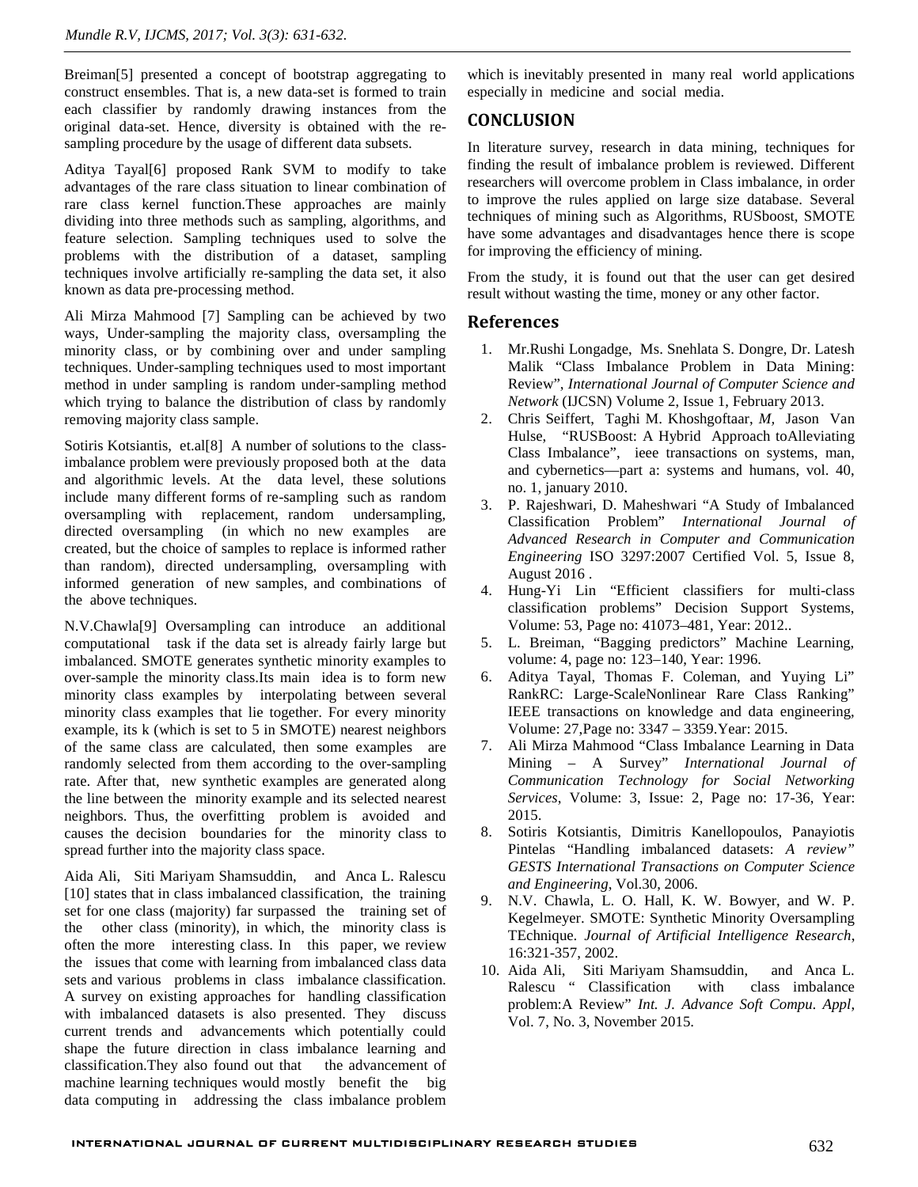Breiman[5] presented a concept of bootstrap aggregating to construct ensembles. That is, a new data-set is formed to train each classifier by randomly drawing instances from the original data-set. Hence, diversity is obtained with the re-sampling procedure by the usage of different data subsets.

Aditya Tayal[6] proposed Rank SVM to modify to take advantages of the rare class situation to linear combination of rare class kernel function.These approaches are mainly dividing into three methods such as sampling, algorithms, and feature selection. Sampling techniques used to solve the problems with the distribution of a dataset, sampling techniques involve artificially re-sampling the data set, it also known as data pre-processing method.

Ali Mirza Mahmood [7] Sampling can be achieved by two ways, Under-sampling the majority class, oversampling the minority class, or by combining over and under sampling techniques. Under-sampling techniques used to most important method in under sampling is random under-sampling method which trying to balance the distribution of class by randomly removing majority class sample.

Sotiris Kotsiantis, et.al[8] A number of solutions to the class-imbalance problem were previously proposed both at the data and algorithmic levels. At the data level, these solutions include many different forms of re-sampling such as random oversampling with replacement, random undersampling, directed oversampling (in which no new examples are created, but the choice of samples to replace is informed rather than random), directed undersampling, oversampling with informed generation of new samples, and combinations of the above techniques.

N.V.Chawla[9] Oversampling can introduce an additional computational task if the data set is already fairly large but imbalanced. SMOTE generates synthetic minority examples to over-sample the minority class.Its main idea is to form new minority class examples by interpolating between several minority class examples that lie together. For every minority example, its k (which is set to 5 in SMOTE) nearest neighbors of the same class are calculated, then some examples are randomly selected from them according to the over-sampling rate. After that, new synthetic examples are generated along the line between the minority example and its selected nearest neighbors. Thus, the overfitting problem is avoided and causes the decision boundaries for the minority class to spread further into the majority class space.

Aida Ali, Siti Mariyam Shamsuddin, and Anca L. Ralescu [10] states that in class imbalanced classification, the training set for one class (majority) far surpassed the training set of the other class (minority), in which, the minority class is often the more interesting class. In this paper, we review the issues that come with learning from imbalanced class data sets and various problems in class imbalance classification. A survey on existing approaches for handling classification with imbalanced datasets is also presented. They discuss current trends and advancements which potentially could shape the future direction in class imbalance learning and classification.They also found out that the advancement of machine learning techniques would mostly benefit the big data computing in addressing the class imbalance problem which is inevitably presented in many real world applications especially in medicine and social media.

## CONCLUSION

In literature survey, research in data mining, techniques for finding the result of imbalance problem is reviewed. Different researchers will overcome problem in Class imbalance, in order to improve the rules applied on large size database. Several techniques of mining such as Algorithms, RUSboost, SMOTE have some advantages and disadvantages hence there is scope for improving the efficiency of mining.

From the study, it is found out that the user can get desired result without wasting the time, money or any other factor.

## References

1. Mr.Rushi Longadge, Ms. Snehlata S. Dongre, Dr. Latesh Malik "Class Imbalance Problem in Data Mining: Review", *International Journal of Computer Science and Network* (IJCSN) Volume 2, Issue 1, February 2013.
2. Chris Seiffert, Taghi M. Khoshgoftaar, *M,* Jason Van Hulse, "RUSBoost: A Hybrid Approach toAlleviating Class Imbalance", ieee transactions on systems, man, and cybernetics—part a: systems and humans, vol. 40, no. 1, january 2010.
3. P. Rajeshwari, D. Maheshwari "A Study of Imbalanced Classification Problem" *International Journal of Advanced Research in Computer and Communication Engineering* ISO 3297:2007 Certified Vol. 5, Issue 8, August 2016 .
4. Hung-Yi Lin "Efficient classifiers for multi-class classification problems" Decision Support Systems, Volume: 53, Page no: 41073–481, Year: 2012..
5. L. Breiman, "Bagging predictors" Machine Learning, volume: 4, page no: 123–140, Year: 1996.
6. Aditya Tayal, Thomas F. Coleman, and Yuying Li" RankRC: Large-ScaleNonlinear Rare Class Ranking" IEEE transactions on knowledge and data engineering, Volume: 27,Page no: 3347 – 3359.Year: 2015.
7. Ali Mirza Mahmood "Class Imbalance Learning in Data Mining – A Survey" *International Journal of Communication Technology for Social Networking Services*, Volume: 3, Issue: 2, Page no: 17-36, Year: 2015.
8. Sotiris Kotsiantis, Dimitris Kanellopoulos, Panayiotis Pintelas "Handling imbalanced datasets: *A review" GESTS International Transactions on Computer Science and Engineering*, Vol.30, 2006.
9. N.V. Chawla, L. O. Hall, K. W. Bowyer, and W. P. Kegelmeyer. SMOTE: Synthetic Minority Oversampling TEchnique. *Journal of Artificial Intelligence Research*, 16:321-357, 2002.
10. Aida Ali, Siti Mariyam Shamsuddin, and Anca L. Ralescu " Classification with class imbalance problem:A Review" *Int. J. Advance Soft Compu. Appl*, Vol. 7, No. 3, November 2015.